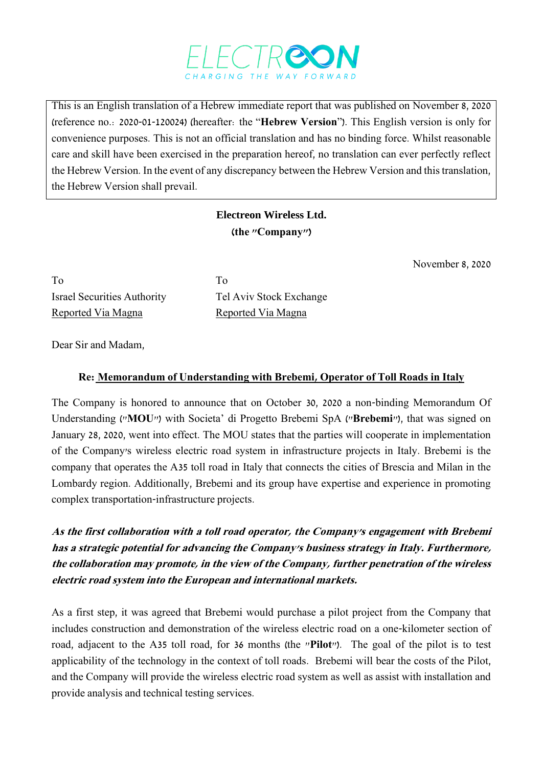ELECTREON

CHARGING THE WAY FORWARD

This is an English translation of a Hebrew immediate report that was published on November 8, 2020 (reference no.: 2020-01-120024) (hereafter: the "**Hebrew Version**"). This English version is only for convenience purposes. This is not an official translation and has no binding force. Whilst reasonable care and skill have been exercised in the preparation hereof, no translation can ever perfectly reflect the Hebrew Version. In the event of any discrepancy between the Hebrew Version and this translation, the Hebrew Version shall prevail.

**Electreon Wireless Ltd.**
**(the "Company")**

November 8, 2020

| To | To |
|---|---|
| Israel Securities Authority | Tel Aviv Stock Exchange |
| Reported Via Magna | Reported Via Magna |

Dear Sir and Madam,

**Re: Memorandum of Understanding with Brebemi, Operator of Toll Roads in Italy**

The Company is honored to announce that on October 30, 2020 a non-binding Memorandum Of Understanding ("**MOU**") with Societa' di Progetto Brebemi SpA ("**Brebemi**"), that was signed on January 28, 2020, went into effect. The MOU states that the parties will cooperate in implementation of the Company's wireless electric road system in infrastructure projects in Italy. Brebemi is the company that operates the A35 toll road in Italy that connects the cities of Brescia and Milan in the Lombardy region. Additionally, Brebemi and its group have expertise and experience in promoting complex transportation-infrastructure projects.

***As the first collaboration with a toll road operator, the Company's engagement with Brebemi has a strategic potential for advancing the Company's business strategy in Italy. Furthermore, the collaboration may promote, in the view of the Company, further penetration of the wireless electric road system into the European and international markets.***

As a first step, it was agreed that Brebemi would purchase a pilot project from the Company that includes construction and demonstration of the wireless electric road on a one-kilometer section of road, adjacent to the A35 toll road, for 36 months (the "**Pilot**"). The goal of the pilot is to test applicability of the technology in the context of toll roads. Brebemi will bear the costs of the Pilot, and the Company will provide the wireless electric road system as well as assist with installation and provide analysis and technical testing services.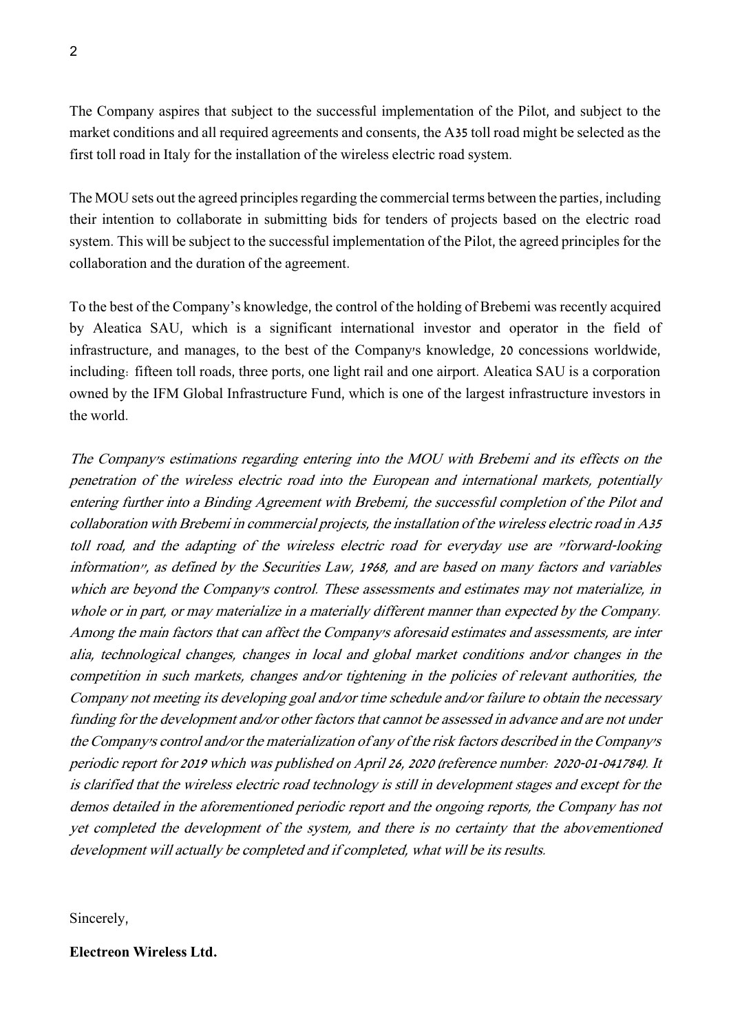The Company aspires that subject to the successful implementation of the Pilot, and subject to the market conditions and all required agreements and consents, the A35 toll road might be selected as the first toll road in Italy for the installation of the wireless electric road system.

The MOU sets out the agreed principles regarding the commercial terms between the parties, including their intention to collaborate in submitting bids for tenders of projects based on the electric road system. This will be subject to the successful implementation of the Pilot, the agreed principles for the collaboration and the duration of the agreement.

To the best of the Company's knowledge, the control of the holding of Brebemi was recently acquired by Aleatica SAU, which is a significant international investor and operator in the field of infrastructure, and manages, to the best of the Company's knowledge, 20 concessions worldwide, including: fifteen toll roads, three ports, one light rail and one airport. Aleatica SAU is a corporation owned by the IFM Global Infrastructure Fund, which is one of the largest infrastructure investors in the world.

*The Company's estimations regarding entering into the MOU with Brebemi and its effects on the penetration of the wireless electric road into the European and international markets, potentially entering further into a Binding Agreement with Brebemi, the successful completion of the Pilot and collaboration with Brebemi in commercial projects, the installation of the wireless electric road in A35 toll road, and the adapting of the wireless electric road for everyday use are "forward-looking information", as defined by the Securities Law, 1968, and are based on many factors and variables which are beyond the Company's control. These assessments and estimates may not materialize, in whole or in part, or may materialize in a materially different manner than expected by the Company. Among the main factors that can affect the Company's aforesaid estimates and assessments, are inter alia, technological changes, changes in local and global market conditions and/or changes in the competition in such markets, changes and/or tightening in the policies of relevant authorities, the Company not meeting its developing goal and/or time schedule and/or failure to obtain the necessary funding for the development and/or other factors that cannot be assessed in advance and are not under the Company's control and/or the materialization of any of the risk factors described in the Company's periodic report for 2019 which was published on April 26, 2020 (reference number: 2020-01-041784). It is clarified that the wireless electric road technology is still in development stages and except for the demos detailed in the aforementioned periodic report and the ongoing reports, the Company has not yet completed the development of the system, and there is no certainty that the abovementioned development will actually be completed and if completed, what will be its results.*

Sincerely,

**Electreon Wireless Ltd.**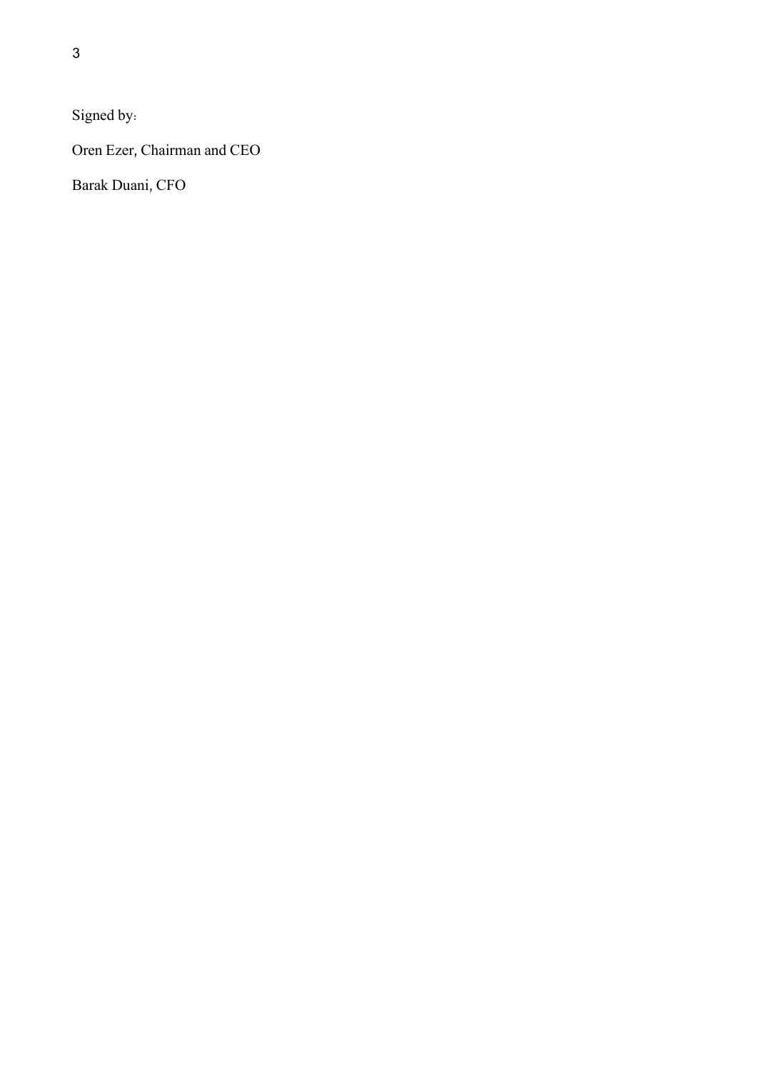Signed by：

Oren Ezer, Chairman and CEO

Barak Duani, CFO